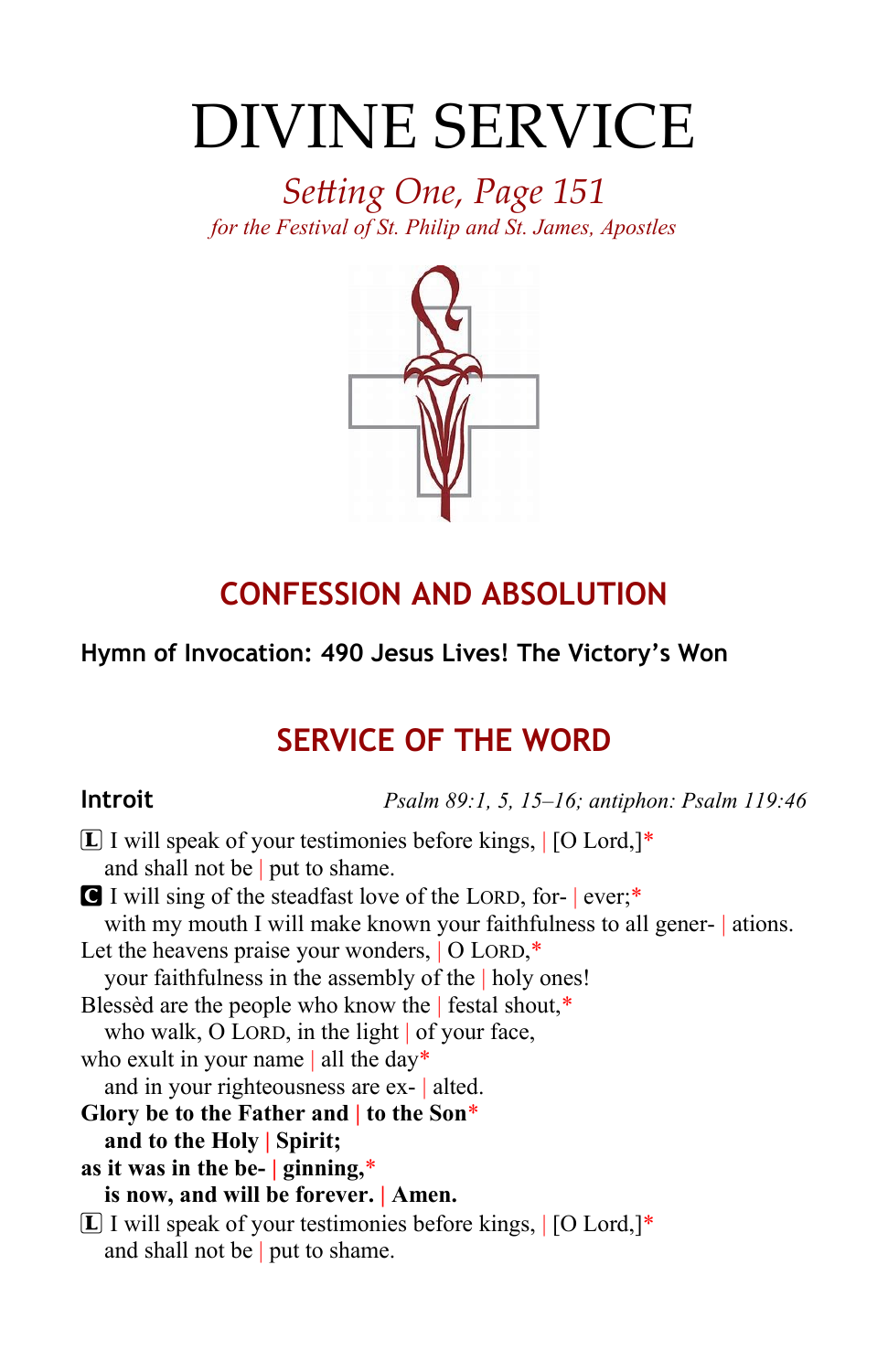# DIVINE SERVICE

*Setting One, Page 151*

*for the Festival of St. Philip and St. James, Apostles*

## CONFESSION AND ABSOLUTION

**Hymn of Invocation: 490 Jesus Lives! The Victory's Won**

## SERVICE OF THE WORD

**Introit** *Psalm 89:1, 5, 15–16; antiphon: Psalm 119:46*

L I will speak of your testimonies before kings, | [O Lord,]*
and shall not be | put to shame.

C I will sing of the steadfast love of the LORD, for- | ever;*
with my mouth I will make known your faithfulness to all gener- | ations.
Let the heavens praise your wonders, | O LORD,*
your faithfulness in the assembly of the | holy ones!
Blessèd are the people who know the | festal shout,*
who walk, O LORD, in the light | of your face,
who exult in your name | all the day*
and in your righteousness are ex- | alted.
**Glory be to the Father and | to the Son***
**and to the Holy | Spirit;**
**as it was in the be- | ginning,***
**is now, and will be forever. | Amen.**

L I will speak of your testimonies before kings, | [O Lord,]*
and shall not be | put to shame.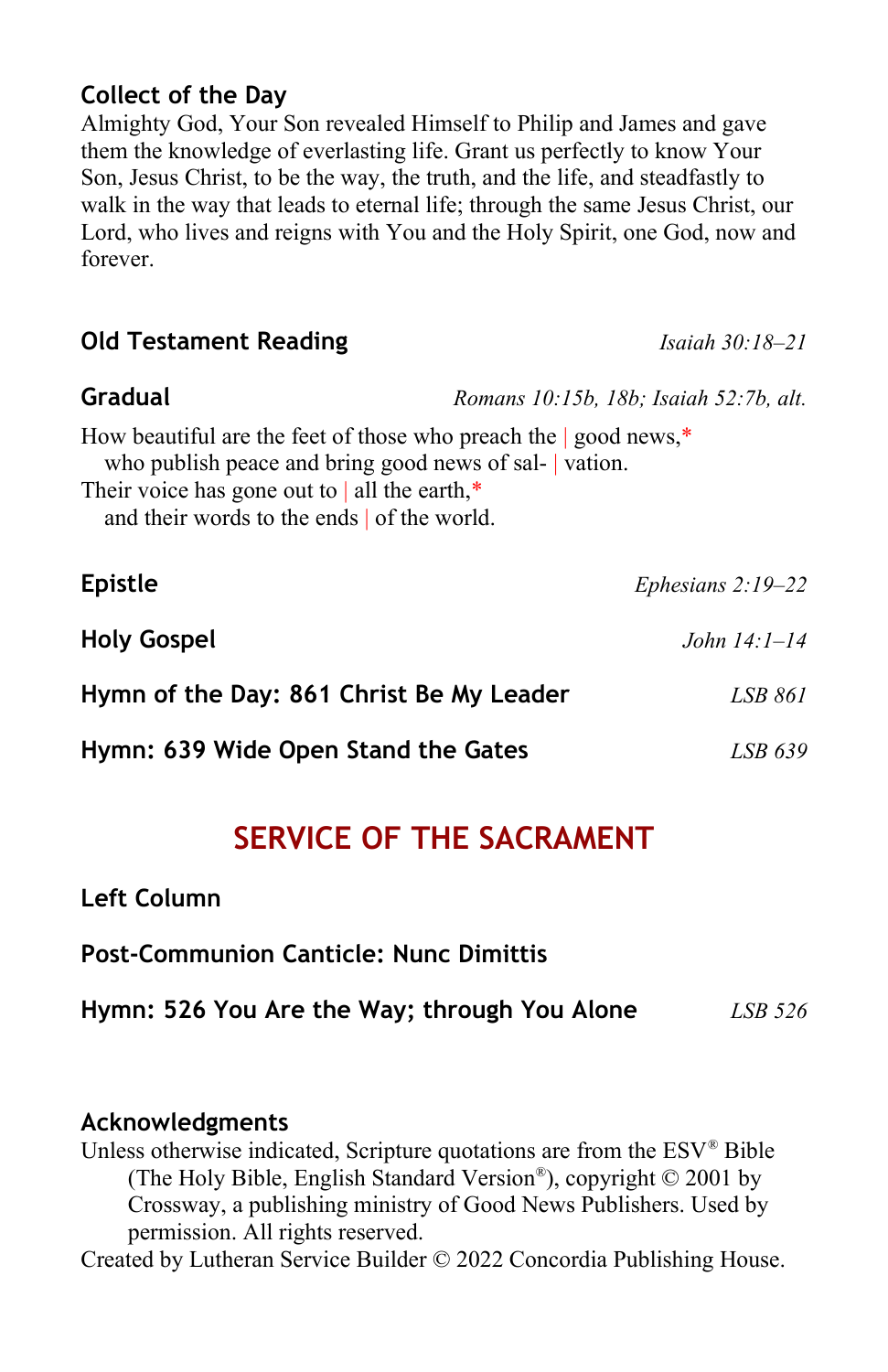## Collect of the Day

Almighty God, Your Son revealed Himself to Philip and James and gave them the knowledge of everlasting life. Grant us perfectly to know Your Son, Jesus Christ, to be the way, the truth, and the life, and steadfastly to walk in the way that leads to eternal life; through the same Jesus Christ, our Lord, who lives and reigns with You and the Holy Spirit, one God, now and forever.

## Old Testament Reading

*Isaiah 30:18–21*

## Gradual

*Romans 10:15b, 18b; Isaiah 52:7b, alt.*

How beautiful are the feet of those who preach the | good news,*
who publish peace and bring good news of sal- | vation.
Their voice has gone out to | all the earth,*
and their words to the ends | of the world.

## Epistle

*Ephesians 2:19–22*

## Holy Gospel

*John 14:1–14*

## Hymn of the Day: 861 Christ Be My Leader

*LSB 861*

## Hymn: 639 Wide Open Stand the Gates

*LSB 639*

# SERVICE OF THE SACRAMENT

## Left Column

## Post-Communion Canticle: Nunc Dimittis

## Hymn: 526 You Are the Way; through You Alone

*LSB 526*

## Acknowledgments

Unless otherwise indicated, Scripture quotations are from the ESV® Bible (The Holy Bible, English Standard Version®), copyright © 2001 by Crossway, a publishing ministry of Good News Publishers. Used by permission. All rights reserved.

Created by Lutheran Service Builder © 2022 Concordia Publishing House.